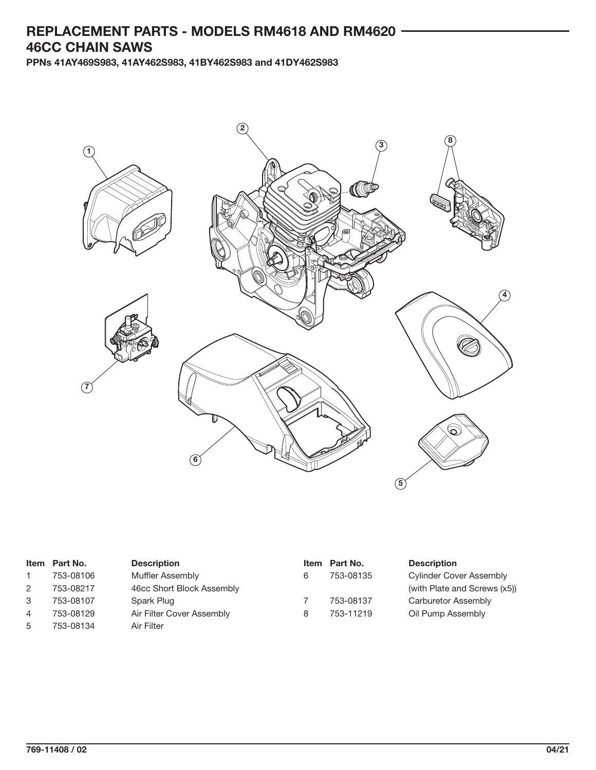# REPLACEMENT PARTS - MODELS RM4618 AND RM4620

## 46CC CHAIN SAWS

**PPNs 41AY469S983, 41AY462S983, 41BY462S983 and 41DY462S983**

| Item | Part No. | Description |
|---|---|---|
| 1 | 753-08106 | Muffler Assembly |
| 2 | 753-08217 | 46cc Short Block Assembly |
| 3 | 753-08107 | Spark Plug |
| 4 | 753-08129 | Air Filter Cover Assembly |
| 5 | 753-08134 | Air Filter |
| 6 | 753-08135 | Cylinder Cover Assembly (with Plate and Screws (x5)) |
| 7 | 753-08137 | Carburetor Assembly |
| 8 | 753-11219 | Oil Pump Assembly |

769-11408 / 02 04/21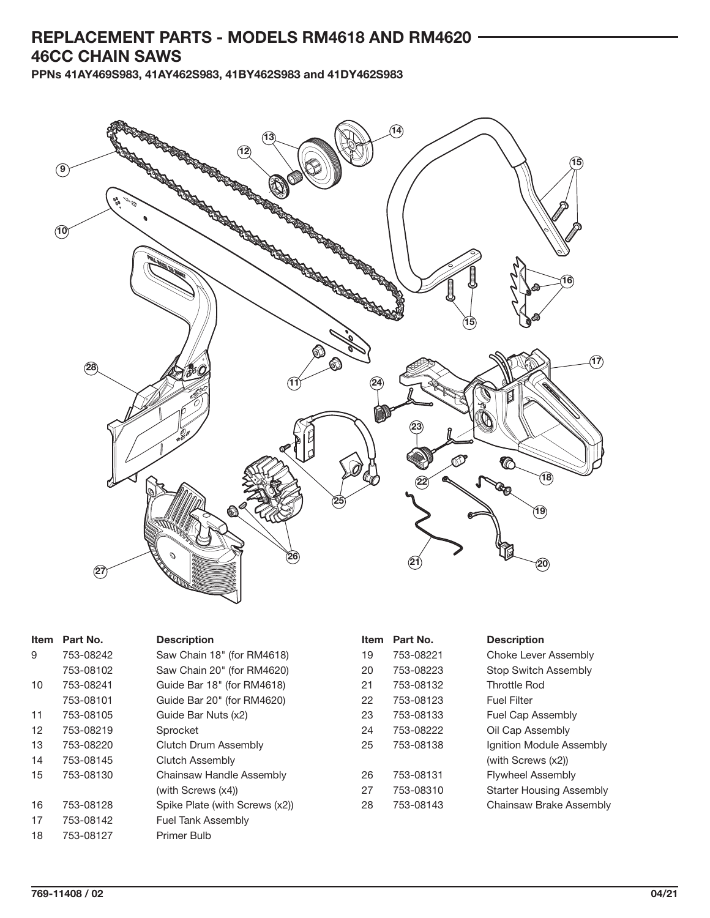# REPLACEMENT PARTS - MODELS RM4618 AND RM4620

## 46CC CHAIN SAWS

**PPNs 41AY469S983, 41AY462S983, 41BY462S983 and 41DY462S983**

| Item | Part No. | Description |
|---|---|---|
| 9 | 753-08242 | Saw Chain 18" (for RM4618) |
| | 753-08102 | Saw Chain 20" (for RM4620) |
| 10 | 753-08241 | Guide Bar 18" (for RM4618) |
| | 753-08101 | Guide Bar 20" (for RM4620) |
| 11 | 753-08105 | Guide Bar Nuts (x2) |
| 12 | 753-08219 | Sprocket |
| 13 | 753-08220 | Clutch Drum Assembly |
| 14 | 753-08145 | Clutch Assembly |
| 15 | 753-08130 | Chainsaw Handle Assembly (with Screws (x4)) |
| 16 | 753-08128 | Spike Plate (with Screws (x2)) |
| 17 | 753-08142 | Fuel Tank Assembly |
| 18 | 753-08127 | Primer Bulb |
| 19 | 753-08221 | Choke Lever Assembly |
| 20 | 753-08223 | Stop Switch Assembly |
| 21 | 753-08132 | Throttle Rod |
| 22 | 753-08123 | Fuel Filter |
| 23 | 753-08133 | Fuel Cap Assembly |
| 24 | 753-08222 | Oil Cap Assembly |
| 25 | 753-08138 | Ignition Module Assembly (with Screws (x2)) |
| 26 | 753-08131 | Flywheel Assembly |
| 27 | 753-08310 | Starter Housing Assembly |
| 28 | 753-08143 | Chainsaw Brake Assembly |

769-11408 / 02 04/21